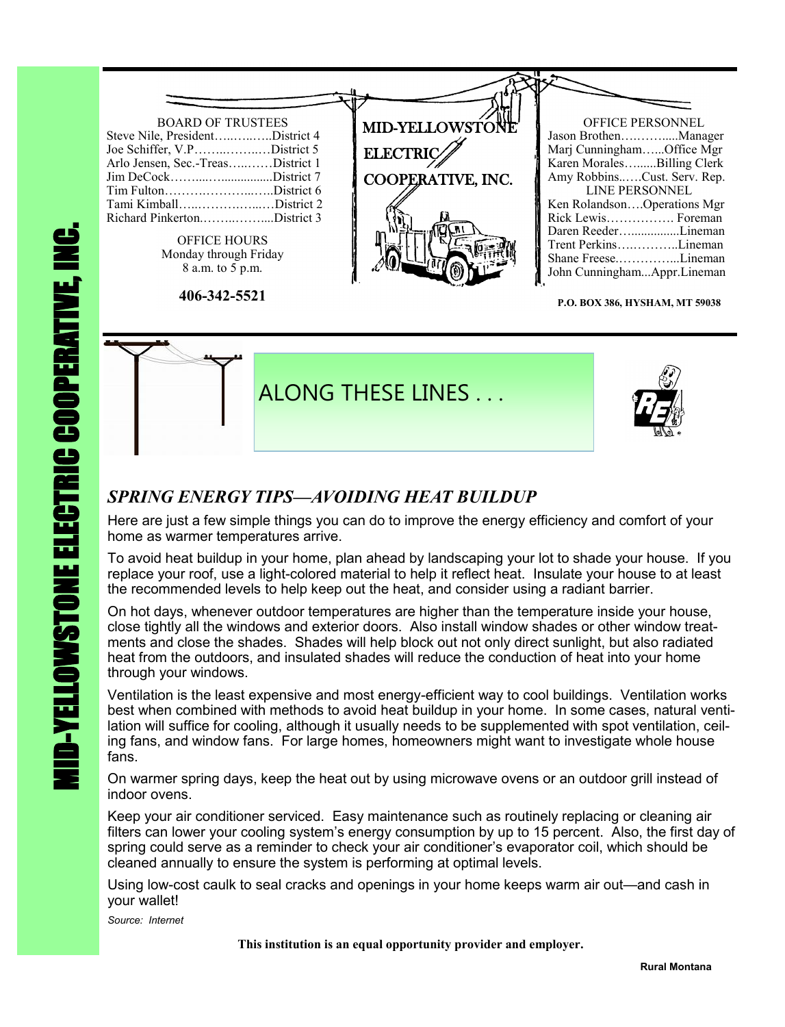# MID-YELLOWSTONE ELECTRIC COOPERATIVE, INC.

**BOARD OF TRUSTEES**

Steve Nile, President…..…..…..District 4
Joe Schiffer, V.P……..……..….District 5
Arlo Jensen, Sec.-Treas…..……District 1
Jim DeCock……....…...............District 7
Tim Fulton………..……...…..District 6
Tami Kimball…...…………....…District 2
Richard Pinkerton.……..……....District 3

**OFFICE HOURS**
Monday through Friday
8 a.m. to 5 p.m.

**406-342-5521**

MID-YELLOWSTONE ELECTRIC COOPERATIVE, INC.

**OFFICE PERSONNEL**

Jason Brothen…….….....Manager
Marj Cunningham…...Office Mgr
Karen Morales…......Billing Clerk
Amy Robbins..….Cust. Serv. Rep.

**LINE PERSONNEL**

Ken Rolandson….Operations Mgr
Rick Lewis……………. Foreman
Daren Reeder…..............Lineman
Trent Perkins…..………..Lineman
Shane Freese.…………...Lineman
John Cunningham...Appr.Lineman

**P.O. BOX 386, HYSHAM, MT 59038**

## ALONG THESE LINES . . .

### *SPRING ENERGY TIPS—AVOIDING HEAT BUILDUP*

Here are just a few simple things you can do to improve the energy efficiency and comfort of your home as warmer temperatures arrive.

To avoid heat buildup in your home, plan ahead by landscaping your lot to shade your house. If you replace your roof, use a light-colored material to help it reflect heat. Insulate your house to at least the recommended levels to help keep out the heat, and consider using a radiant barrier.

On hot days, whenever outdoor temperatures are higher than the temperature inside your house, close tightly all the windows and exterior doors. Also install window shades or other window treatments and close the shades. Shades will help block out not only direct sunlight, but also radiated heat from the outdoors, and insulated shades will reduce the conduction of heat into your home through your windows.

Ventilation is the least expensive and most energy-efficient way to cool buildings. Ventilation works best when combined with methods to avoid heat buildup in your home. In some cases, natural ventilation will suffice for cooling, although it usually needs to be supplemented with spot ventilation, ceiling fans, and window fans. For large homes, homeowners might want to investigate whole house fans.

On warmer spring days, keep the heat out by using microwave ovens or an outdoor grill instead of indoor ovens.

Keep your air conditioner serviced. Easy maintenance such as routinely replacing or cleaning air filters can lower your cooling system's energy consumption by up to 15 percent. Also, the first day of spring could serve as a reminder to check your air conditioner's evaporator coil, which should be cleaned annually to ensure the system is performing at optimal levels.

Using low-cost caulk to seal cracks and openings in your home keeps warm air out—and cash in your wallet!

*Source: Internet*

**This institution is an equal opportunity provider and employer.**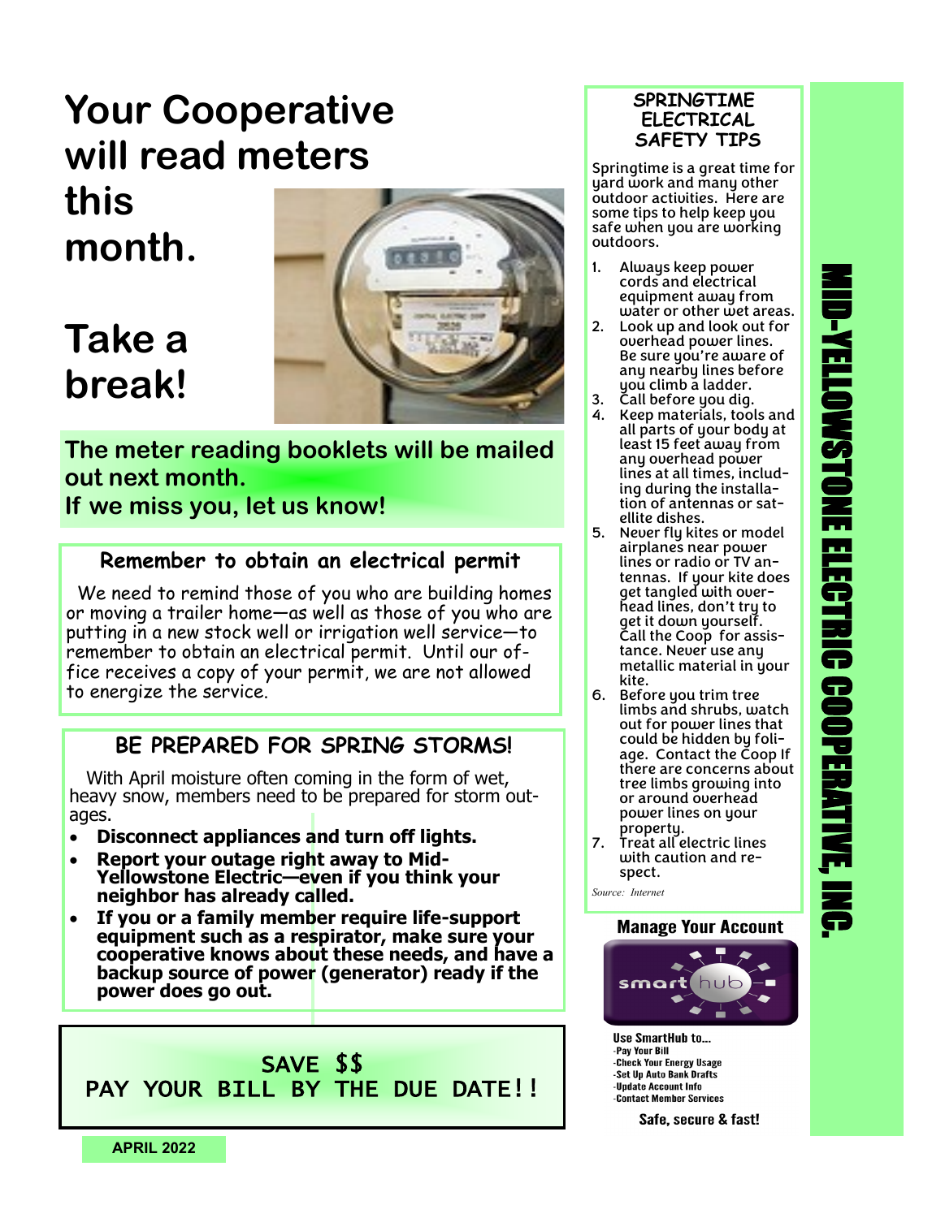# Your Cooperative will read meters this month.

# Take a break!

**The meter reading booklets will be mailed out next month.**
**If we miss you, let us know!**

## Remember to obtain an electrical permit

We need to remind those of you who are building homes or moving a trailer home—as well as those of you who are putting in a new stock well or irrigation well service—to remember to obtain an electrical permit. Until our office receives a copy of your permit, we are not allowed to energize the service.

## BE PREPARED FOR SPRING STORMS!

With April moisture often coming in the form of wet, heavy snow, members need to be prepared for storm outages.

- **Disconnect appliances and turn off lights.**
- **Report your outage right away to Mid-Yellowstone Electric—even if you think your neighbor has already called.**
- **If you or a family member require life-support equipment such as a respirator, make sure your cooperative knows about these needs, and have a backup source of power (generator) ready if the power does go out.**

**SAVE $$**
**PAY YOUR BILL BY THE DUE DATE!!**

APRIL 2022

## SPRINGTIME ELECTRICAL SAFETY TIPS

Springtime is a great time for yard work and many other outdoor activities. Here are some tips to help keep you safe when you are working outdoors.

1. Always keep power cords and electrical equipment away from water or other wet areas.
2. Look up and look out for overhead power lines. Be sure you're aware of any nearby lines before you climb a ladder.
3. Call before you dig.
4. Keep materials, tools and all parts of your body at least 15 feet away from any overhead power lines at all times, including during the installation of antennas or satellite dishes.
5. Never fly kites or model airplanes near power lines or radio or TV antennas. If your kite does get tangled with overhead lines, don't try to get it down yourself. Call the Coop for assistance. Never use any metallic material in your kite.
6. Before you trim tree limbs and shrubs, watch out for power lines that could be hidden by foliage. Contact the Coop If there are concerns about tree limbs growing into or around overhead power lines on your property.
7. Treat all electric lines with caution and respect.

*Source: Internet*

**Manage Your Account**

smarthub

**Use SmartHub to...**
- Pay Your Bill
- Check Your Energy Usage
- Set Up Auto Bank Drafts
- Update Account Info
- Contact Member Services

**Safe, secure & fast!**

MID-YELLOWSTONE ELECTRIC COOPERATIVE, INC.